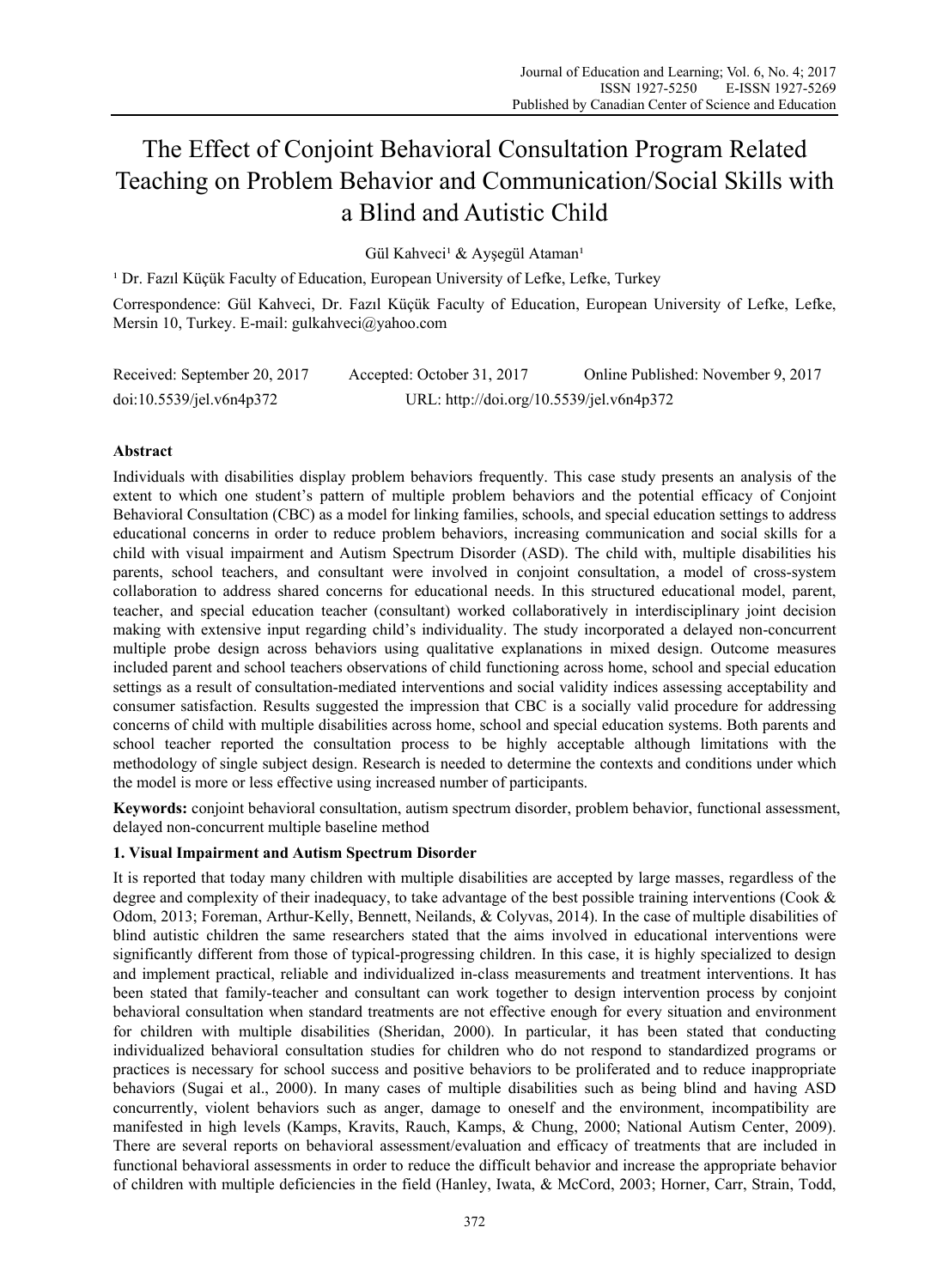# The Effect of Conjoint Behavioral Consultation Program Related Teaching on Problem Behavior and Communication/Social Skills with a Blind and Autistic Child

Gül Kahveci[1] & Ayşegül Ataman[1]

[1] Dr. Fazıl Küçük Faculty of Education, European University of Lefke, Lefke, Turkey

Correspondence: Gül Kahveci, Dr. Fazıl Küçük Faculty of Education, European University of Lefke, Lefke, Mersin 10, Turkey. E-mail: gulkahveci@yahoo.com

Received: September 20, 2017 Accepted: October 31, 2017 Online Published: November 9, 2017

doi:10.5539/jel.v6n4p372 URL: http://doi.org/10.5539/jel.v6n4p372

## Abstract

Individuals with disabilities display problem behaviors frequently. This case study presents an analysis of the extent to which one student's pattern of multiple problem behaviors and the potential efficacy of Conjoint Behavioral Consultation (CBC) as a model for linking families, schools, and special education settings to address educational concerns in order to reduce problem behaviors, increasing communication and social skills for a child with visual impairment and Autism Spectrum Disorder (ASD). The child with, multiple disabilities his parents, school teachers, and consultant were involved in conjoint consultation, a model of cross-system collaboration to address shared concerns for educational needs. In this structured educational model, parent, teacher, and special education teacher (consultant) worked collaboratively in interdisciplinary joint decision making with extensive input regarding child's individuality. The study incorporated a delayed non-concurrent multiple probe design across behaviors using qualitative explanations in mixed design. Outcome measures included parent and school teachers observations of child functioning across home, school and special education settings as a result of consultation-mediated interventions and social validity indices assessing acceptability and consumer satisfaction. Results suggested the impression that CBC is a socially valid procedure for addressing concerns of child with multiple disabilities across home, school and special education systems. Both parents and school teacher reported the consultation process to be highly acceptable although limitations with the methodology of single subject design. Research is needed to determine the contexts and conditions under which the model is more or less effective using increased number of participants.

**Keywords:** conjoint behavioral consultation, autism spectrum disorder, problem behavior, functional assessment, delayed non-concurrent multiple baseline method

## 1. Visual Impairment and Autism Spectrum Disorder

It is reported that today many children with multiple disabilities are accepted by large masses, regardless of the degree and complexity of their inadequacy, to take advantage of the best possible training interventions (Cook & Odom, 2013; Foreman, Arthur-Kelly, Bennett, Neilands, & Colyvas, 2014). In the case of multiple disabilities of blind autistic children the same researchers stated that the aims involved in educational interventions were significantly different from those of typical-progressing children. In this case, it is highly specialized to design and implement practical, reliable and individualized in-class measurements and treatment interventions. It has been stated that family-teacher and consultant can work together to design intervention process by conjoint behavioral consultation when standard treatments are not effective enough for every situation and environment for children with multiple disabilities (Sheridan, 2000). In particular, it has been stated that conducting individualized behavioral consultation studies for children who do not respond to standardized programs or practices is necessary for school success and positive behaviors to be proliferated and to reduce inappropriate behaviors (Sugai et al., 2000). In many cases of multiple disabilities such as being blind and having ASD concurrently, violent behaviors such as anger, damage to oneself and the environment, incompatibility are manifested in high levels (Kamps, Kravits, Rauch, Kamps, & Chung, 2000; National Autism Center, 2009). There are several reports on behavioral assessment/evaluation and efficacy of treatments that are included in functional behavioral assessments in order to reduce the difficult behavior and increase the appropriate behavior of children with multiple deficiencies in the field (Hanley, Iwata, & McCord, 2003; Horner, Carr, Strain, Todd,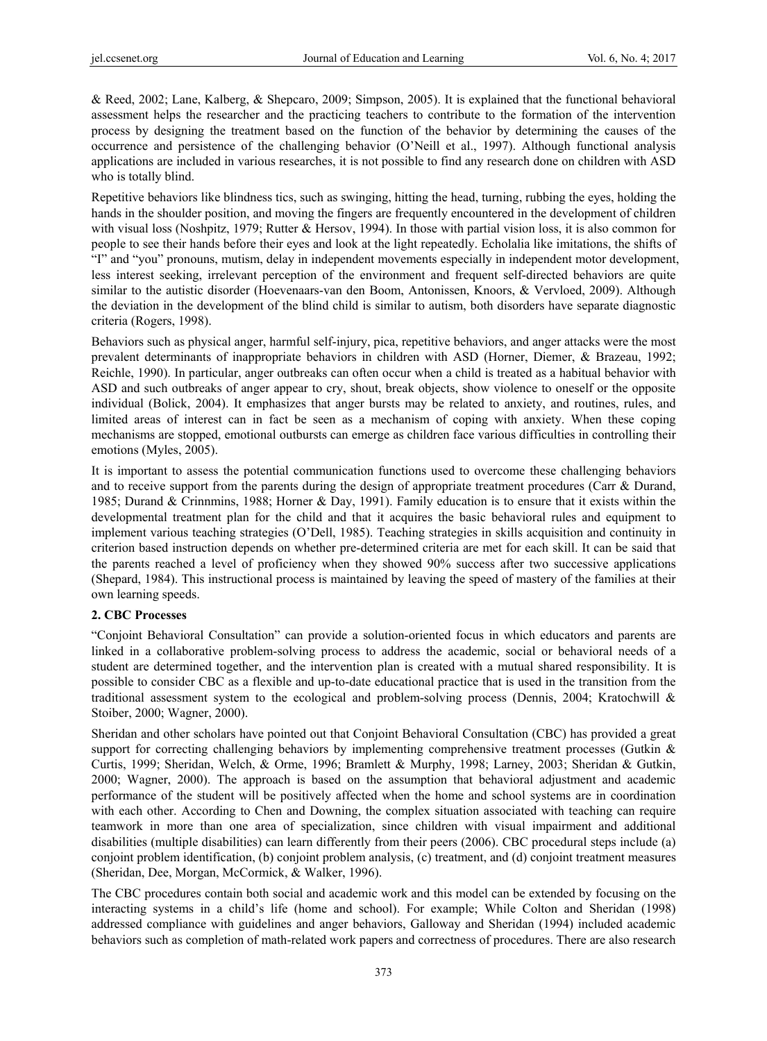& Reed, 2002; Lane, Kalberg, & Shepcaro, 2009; Simpson, 2005). It is explained that the functional behavioral assessment helps the researcher and the practicing teachers to contribute to the formation of the intervention process by designing the treatment based on the function of the behavior by determining the causes of the occurrence and persistence of the challenging behavior (O'Neill et al., 1997). Although functional analysis applications are included in various researches, it is not possible to find any research done on children with ASD who is totally blind.

Repetitive behaviors like blindness tics, such as swinging, hitting the head, turning, rubbing the eyes, holding the hands in the shoulder position, and moving the fingers are frequently encountered in the development of children with visual loss (Noshpitz, 1979; Rutter & Hersov, 1994). In those with partial vision loss, it is also common for people to see their hands before their eyes and look at the light repeatedly. Echolalia like imitations, the shifts of "I" and "you" pronouns, mutism, delay in independent movements especially in independent motor development, less interest seeking, irrelevant perception of the environment and frequent self-directed behaviors are quite similar to the autistic disorder (Hoevenaars-van den Boom, Antonissen, Knoors, & Vervloed, 2009). Although the deviation in the development of the blind child is similar to autism, both disorders have separate diagnostic criteria (Rogers, 1998).

Behaviors such as physical anger, harmful self-injury, pica, repetitive behaviors, and anger attacks were the most prevalent determinants of inappropriate behaviors in children with ASD (Horner, Diemer, & Brazeau, 1992; Reichle, 1990). In particular, anger outbreaks can often occur when a child is treated as a habitual behavior with ASD and such outbreaks of anger appear to cry, shout, break objects, show violence to oneself or the opposite individual (Bolick, 2004). It emphasizes that anger bursts may be related to anxiety, and routines, rules, and limited areas of interest can in fact be seen as a mechanism of coping with anxiety. When these coping mechanisms are stopped, emotional outbursts can emerge as children face various difficulties in controlling their emotions (Myles, 2005).

It is important to assess the potential communication functions used to overcome these challenging behaviors and to receive support from the parents during the design of appropriate treatment procedures (Carr & Durand, 1985; Durand & Crinnmins, 1988; Horner & Day, 1991). Family education is to ensure that it exists within the developmental treatment plan for the child and that it acquires the basic behavioral rules and equipment to implement various teaching strategies (O'Dell, 1985). Teaching strategies in skills acquisition and continuity in criterion based instruction depends on whether pre-determined criteria are met for each skill. It can be said that the parents reached a level of proficiency when they showed 90% success after two successive applications (Shepard, 1984). This instructional process is maintained by leaving the speed of mastery of the families at their own learning speeds.

## 2. CBC Processes

"Conjoint Behavioral Consultation" can provide a solution-oriented focus in which educators and parents are linked in a collaborative problem-solving process to address the academic, social or behavioral needs of a student are determined together, and the intervention plan is created with a mutual shared responsibility. It is possible to consider CBC as a flexible and up-to-date educational practice that is used in the transition from the traditional assessment system to the ecological and problem-solving process (Dennis, 2004; Kratochwill & Stoiber, 2000; Wagner, 2000).

Sheridan and other scholars have pointed out that Conjoint Behavioral Consultation (CBC) has provided a great support for correcting challenging behaviors by implementing comprehensive treatment processes (Gutkin & Curtis, 1999; Sheridan, Welch, & Orme, 1996; Bramlett & Murphy, 1998; Larney, 2003; Sheridan & Gutkin, 2000; Wagner, 2000). The approach is based on the assumption that behavioral adjustment and academic performance of the student will be positively affected when the home and school systems are in coordination with each other. According to Chen and Downing, the complex situation associated with teaching can require teamwork in more than one area of specialization, since children with visual impairment and additional disabilities (multiple disabilities) can learn differently from their peers (2006). CBC procedural steps include (a) conjoint problem identification, (b) conjoint problem analysis, (c) treatment, and (d) conjoint treatment measures (Sheridan, Dee, Morgan, McCormick, & Walker, 1996).

The CBC procedures contain both social and academic work and this model can be extended by focusing on the interacting systems in a child's life (home and school). For example; While Colton and Sheridan (1998) addressed compliance with guidelines and anger behaviors, Galloway and Sheridan (1994) included academic behaviors such as completion of math-related work papers and correctness of procedures. There are also research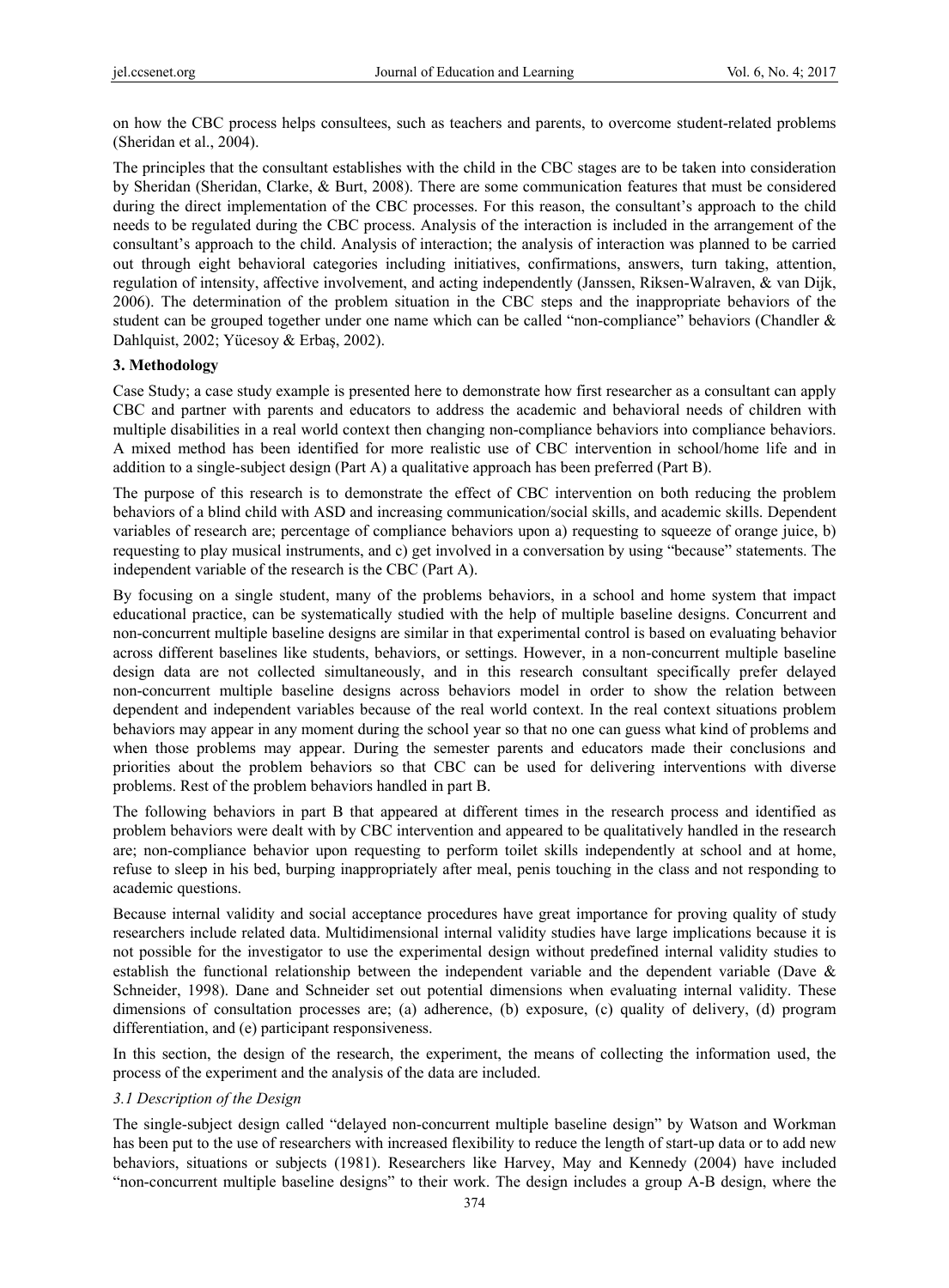on how the CBC process helps consultees, such as teachers and parents, to overcome student-related problems (Sheridan et al., 2004).

The principles that the consultant establishes with the child in the CBC stages are to be taken into consideration by Sheridan (Sheridan, Clarke, & Burt, 2008). There are some communication features that must be considered during the direct implementation of the CBC processes. For this reason, the consultant's approach to the child needs to be regulated during the CBC process. Analysis of the interaction is included in the arrangement of the consultant's approach to the child. Analysis of interaction; the analysis of interaction was planned to be carried out through eight behavioral categories including initiatives, confirmations, answers, turn taking, attention, regulation of intensity, affective involvement, and acting independently (Janssen, Riksen-Walraven, & van Dijk, 2006). The determination of the problem situation in the CBC steps and the inappropriate behaviors of the student can be grouped together under one name which can be called "non-compliance" behaviors (Chandler & Dahlquist, 2002; Yücesoy & Erbaş, 2002).

## 3. Methodology

Case Study; a case study example is presented here to demonstrate how first researcher as a consultant can apply CBC and partner with parents and educators to address the academic and behavioral needs of children with multiple disabilities in a real world context then changing non-compliance behaviors into compliance behaviors. A mixed method has been identified for more realistic use of CBC intervention in school/home life and in addition to a single-subject design (Part A) a qualitative approach has been preferred (Part B).

The purpose of this research is to demonstrate the effect of CBC intervention on both reducing the problem behaviors of a blind child with ASD and increasing communication/social skills, and academic skills. Dependent variables of research are; percentage of compliance behaviors upon a) requesting to squeeze of orange juice, b) requesting to play musical instruments, and c) get involved in a conversation by using "because" statements. The independent variable of the research is the CBC (Part A).

By focusing on a single student, many of the problems behaviors, in a school and home system that impact educational practice, can be systematically studied with the help of multiple baseline designs. Concurrent and non-concurrent multiple baseline designs are similar in that experimental control is based on evaluating behavior across different baselines like students, behaviors, or settings. However, in a non-concurrent multiple baseline design data are not collected simultaneously, and in this research consultant specifically prefer delayed non-concurrent multiple baseline designs across behaviors model in order to show the relation between dependent and independent variables because of the real world context. In the real context situations problem behaviors may appear in any moment during the school year so that no one can guess what kind of problems and when those problems may appear. During the semester parents and educators made their conclusions and priorities about the problem behaviors so that CBC can be used for delivering interventions with diverse problems. Rest of the problem behaviors handled in part B.

The following behaviors in part B that appeared at different times in the research process and identified as problem behaviors were dealt with by CBC intervention and appeared to be qualitatively handled in the research are; non-compliance behavior upon requesting to perform toilet skills independently at school and at home, refuse to sleep in his bed, burping inappropriately after meal, penis touching in the class and not responding to academic questions.

Because internal validity and social acceptance procedures have great importance for proving quality of study researchers include related data. Multidimensional internal validity studies have large implications because it is not possible for the investigator to use the experimental design without predefined internal validity studies to establish the functional relationship between the independent variable and the dependent variable (Dave & Schneider, 1998). Dane and Schneider set out potential dimensions when evaluating internal validity. These dimensions of consultation processes are; (a) adherence, (b) exposure, (c) quality of delivery, (d) program differentiation, and (e) participant responsiveness.

In this section, the design of the research, the experiment, the means of collecting the information used, the process of the experiment and the analysis of the data are included.

### *3.1 Description of the Design*

The single-subject design called "delayed non-concurrent multiple baseline design" by Watson and Workman has been put to the use of researchers with increased flexibility to reduce the length of start-up data or to add new behaviors, situations or subjects (1981). Researchers like Harvey, May and Kennedy (2004) have included "non-concurrent multiple baseline designs" to their work. The design includes a group A-B design, where the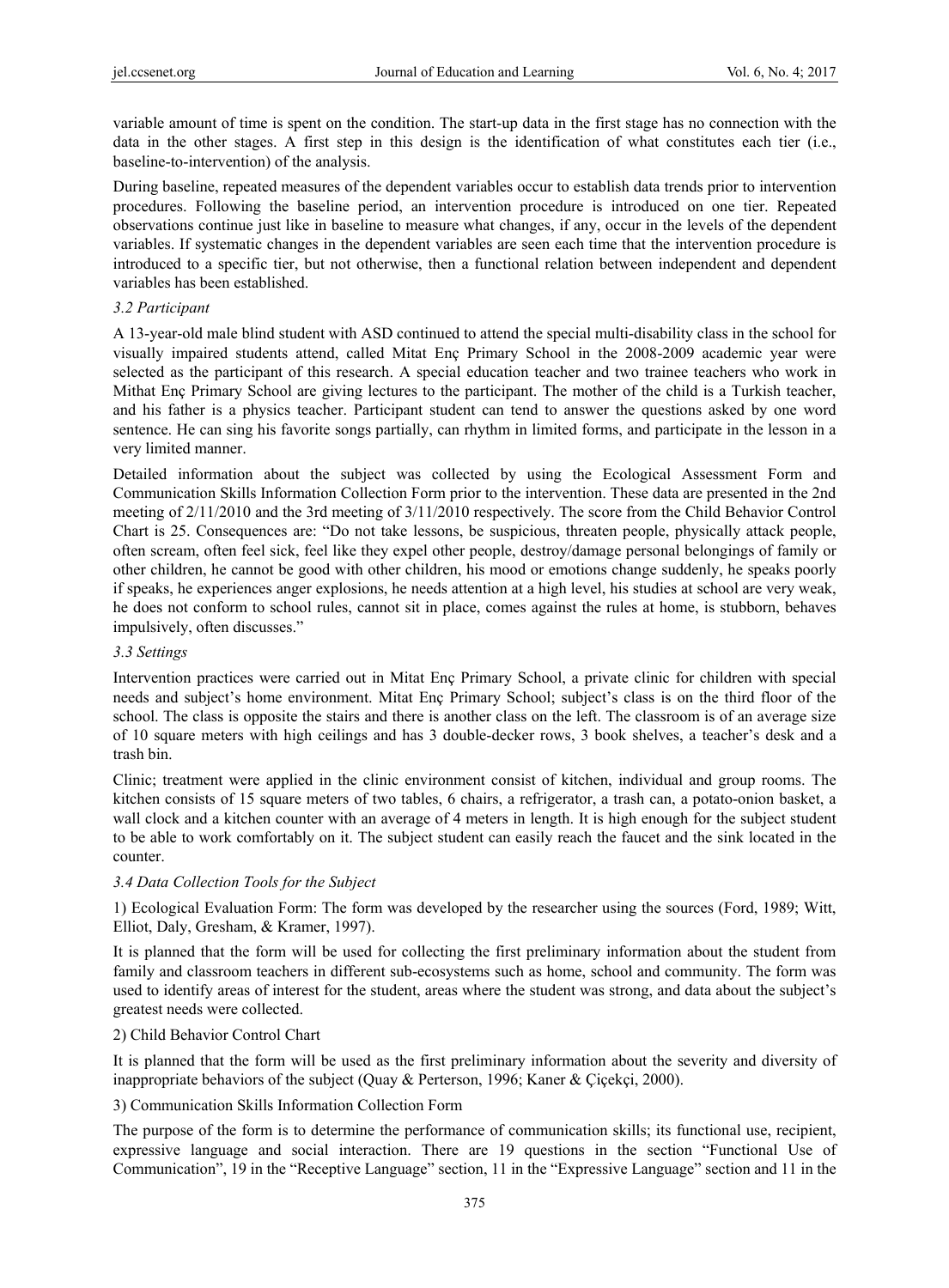variable amount of time is spent on the condition. The start-up data in the first stage has no connection with the data in the other stages. A first step in this design is the identification of what constitutes each tier (i.e., baseline-to-intervention) of the analysis.

During baseline, repeated measures of the dependent variables occur to establish data trends prior to intervention procedures. Following the baseline period, an intervention procedure is introduced on one tier. Repeated observations continue just like in baseline to measure what changes, if any, occur in the levels of the dependent variables. If systematic changes in the dependent variables are seen each time that the intervention procedure is introduced to a specific tier, but not otherwise, then a functional relation between independent and dependent variables has been established.

### *3.2 Participant*

A 13-year-old male blind student with ASD continued to attend the special multi-disability class in the school for visually impaired students attend, called Mitat Enç Primary School in the 2008-2009 academic year were selected as the participant of this research. A special education teacher and two trainee teachers who work in Mithat Enç Primary School are giving lectures to the participant. The mother of the child is a Turkish teacher, and his father is a physics teacher. Participant student can tend to answer the questions asked by one word sentence. He can sing his favorite songs partially, can rhythm in limited forms, and participate in the lesson in a very limited manner.

Detailed information about the subject was collected by using the Ecological Assessment Form and Communication Skills Information Collection Form prior to the intervention. These data are presented in the 2nd meeting of 2/11/2010 and the 3rd meeting of 3/11/2010 respectively. The score from the Child Behavior Control Chart is 25. Consequences are: "Do not take lessons, be suspicious, threaten people, physically attack people, often scream, often feel sick, feel like they expel other people, destroy/damage personal belongings of family or other children, he cannot be good with other children, his mood or emotions change suddenly, he speaks poorly if speaks, he experiences anger explosions, he needs attention at a high level, his studies at school are very weak, he does not conform to school rules, cannot sit in place, comes against the rules at home, is stubborn, behaves impulsively, often discusses."

### *3.3 Settings*

Intervention practices were carried out in Mitat Enç Primary School, a private clinic for children with special needs and subject's home environment. Mitat Enç Primary School; subject's class is on the third floor of the school. The class is opposite the stairs and there is another class on the left. The classroom is of an average size of 10 square meters with high ceilings and has 3 double-decker rows, 3 book shelves, a teacher's desk and a trash bin.

Clinic; treatment were applied in the clinic environment consist of kitchen, individual and group rooms. The kitchen consists of 15 square meters of two tables, 6 chairs, a refrigerator, a trash can, a potato-onion basket, a wall clock and a kitchen counter with an average of 4 meters in length. It is high enough for the subject student to be able to work comfortably on it. The subject student can easily reach the faucet and the sink located in the counter.

### *3.4 Data Collection Tools for the Subject*

1) Ecological Evaluation Form: The form was developed by the researcher using the sources (Ford, 1989; Witt, Elliot, Daly, Gresham, & Kramer, 1997).

It is planned that the form will be used for collecting the first preliminary information about the student from family and classroom teachers in different sub-ecosystems such as home, school and community. The form was used to identify areas of interest for the student, areas where the student was strong, and data about the subject's greatest needs were collected.

2) Child Behavior Control Chart

It is planned that the form will be used as the first preliminary information about the severity and diversity of inappropriate behaviors of the subject (Quay & Perterson, 1996; Kaner & Çiçekçi, 2000).

3) Communication Skills Information Collection Form

The purpose of the form is to determine the performance of communication skills; its functional use, recipient, expressive language and social interaction. There are 19 questions in the section "Functional Use of Communication", 19 in the "Receptive Language" section, 11 in the "Expressive Language" section and 11 in the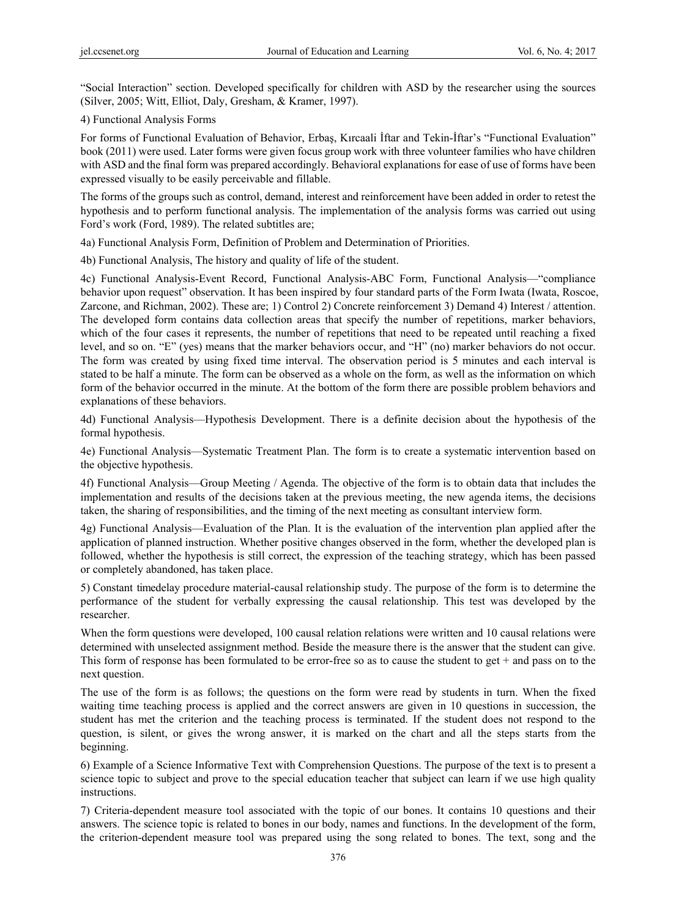"Social Interaction" section. Developed specifically for children with ASD by the researcher using the sources (Silver, 2005; Witt, Elliot, Daly, Gresham, & Kramer, 1997).

4) Functional Analysis Forms

For forms of Functional Evaluation of Behavior, Erbaş, Kırcaali İftar and Tekin-İftar's "Functional Evaluation" book (2011) were used. Later forms were given focus group work with three volunteer families who have children with ASD and the final form was prepared accordingly. Behavioral explanations for ease of use of forms have been expressed visually to be easily perceivable and fillable.

The forms of the groups such as control, demand, interest and reinforcement have been added in order to retest the hypothesis and to perform functional analysis. The implementation of the analysis forms was carried out using Ford's work (Ford, 1989). The related subtitles are;

4a) Functional Analysis Form, Definition of Problem and Determination of Priorities.

4b) Functional Analysis, The history and quality of life of the student.

4c) Functional Analysis-Event Record, Functional Analysis-ABC Form, Functional Analysis—"compliance behavior upon request" observation. It has been inspired by four standard parts of the Form Iwata (Iwata, Roscoe, Zarcone, and Richman, 2002). These are; 1) Control 2) Concrete reinforcement 3) Demand 4) Interest / attention. The developed form contains data collection areas that specify the number of repetitions, marker behaviors, which of the four cases it represents, the number of repetitions that need to be repeated until reaching a fixed level, and so on. "E" (yes) means that the marker behaviors occur, and "H" (no) marker behaviors do not occur. The form was created by using fixed time interval. The observation period is 5 minutes and each interval is stated to be half a minute. The form can be observed as a whole on the form, as well as the information on which form of the behavior occurred in the minute. At the bottom of the form there are possible problem behaviors and explanations of these behaviors.

4d) Functional Analysis—Hypothesis Development. There is a definite decision about the hypothesis of the formal hypothesis.

4e) Functional Analysis—Systematic Treatment Plan. The form is to create a systematic intervention based on the objective hypothesis.

4f) Functional Analysis—Group Meeting / Agenda. The objective of the form is to obtain data that includes the implementation and results of the decisions taken at the previous meeting, the new agenda items, the decisions taken, the sharing of responsibilities, and the timing of the next meeting as consultant interview form.

4g) Functional Analysis—Evaluation of the Plan. It is the evaluation of the intervention plan applied after the application of planned instruction. Whether positive changes observed in the form, whether the developed plan is followed, whether the hypothesis is still correct, the expression of the teaching strategy, which has been passed or completely abandoned, has taken place.

5) Constant timedelay procedure material-causal relationship study. The purpose of the form is to determine the performance of the student for verbally expressing the causal relationship. This test was developed by the researcher.

When the form questions were developed, 100 causal relation relations were written and 10 causal relations were determined with unselected assignment method. Beside the measure there is the answer that the student can give. This form of response has been formulated to be error-free so as to cause the student to get + and pass on to the next question.

The use of the form is as follows; the questions on the form were read by students in turn. When the fixed waiting time teaching process is applied and the correct answers are given in 10 questions in succession, the student has met the criterion and the teaching process is terminated. If the student does not respond to the question, is silent, or gives the wrong answer, it is marked on the chart and all the steps starts from the beginning.

6) Example of a Science Informative Text with Comprehension Questions. The purpose of the text is to present a science topic to subject and prove to the special education teacher that subject can learn if we use high quality instructions.

7) Criteria-dependent measure tool associated with the topic of our bones. It contains 10 questions and their answers. The science topic is related to bones in our body, names and functions. In the development of the form, the criterion-dependent measure tool was prepared using the song related to bones. The text, song and the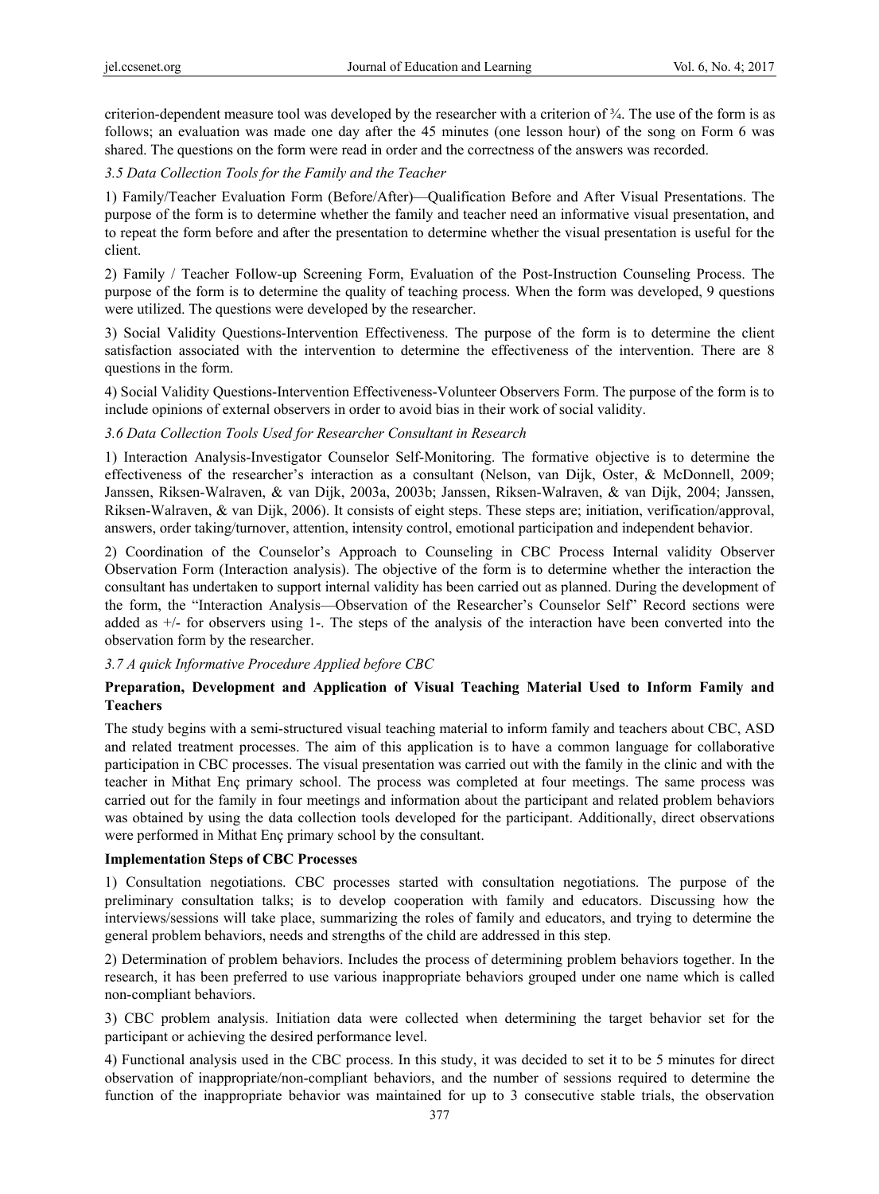criterion-dependent measure tool was developed by the researcher with a criterion of ¾. The use of the form is as follows; an evaluation was made one day after the 45 minutes (one lesson hour) of the song on Form 6 was shared. The questions on the form were read in order and the correctness of the answers was recorded.

### *3.5 Data Collection Tools for the Family and the Teacher*

1) Family/Teacher Evaluation Form (Before/After)—Qualification Before and After Visual Presentations. The purpose of the form is to determine whether the family and teacher need an informative visual presentation, and to repeat the form before and after the presentation to determine whether the visual presentation is useful for the client.

2) Family / Teacher Follow-up Screening Form, Evaluation of the Post-Instruction Counseling Process. The purpose of the form is to determine the quality of teaching process. When the form was developed, 9 questions were utilized. The questions were developed by the researcher.

3) Social Validity Questions-Intervention Effectiveness. The purpose of the form is to determine the client satisfaction associated with the intervention to determine the effectiveness of the intervention. There are 8 questions in the form.

4) Social Validity Questions-Intervention Effectiveness-Volunteer Observers Form. The purpose of the form is to include opinions of external observers in order to avoid bias in their work of social validity.

### *3.6 Data Collection Tools Used for Researcher Consultant in Research*

1) Interaction Analysis-Investigator Counselor Self-Monitoring. The formative objective is to determine the effectiveness of the researcher's interaction as a consultant (Nelson, van Dijk, Oster, & McDonnell, 2009; Janssen, Riksen-Walraven, & van Dijk, 2003a, 2003b; Janssen, Riksen-Walraven, & van Dijk, 2004; Janssen, Riksen-Walraven, & van Dijk, 2006). It consists of eight steps. These steps are; initiation, verification/approval, answers, order taking/turnover, attention, intensity control, emotional participation and independent behavior.

2) Coordination of the Counselor's Approach to Counseling in CBC Process Internal validity Observer Observation Form (Interaction analysis). The objective of the form is to determine whether the interaction the consultant has undertaken to support internal validity has been carried out as planned. During the development of the form, the "Interaction Analysis—Observation of the Researcher's Counselor Self" Record sections were added as +/- for observers using 1-. The steps of the analysis of the interaction have been converted into the observation form by the researcher.

### *3.7 A quick Informative Procedure Applied before CBC*

**Preparation, Development and Application of Visual Teaching Material Used to Inform Family and Teachers**

The study begins with a semi-structured visual teaching material to inform family and teachers about CBC, ASD and related treatment processes. The aim of this application is to have a common language for collaborative participation in CBC processes. The visual presentation was carried out with the family in the clinic and with the teacher in Mithat Enç primary school. The process was completed at four meetings. The same process was carried out for the family in four meetings and information about the participant and related problem behaviors was obtained by using the data collection tools developed for the participant. Additionally, direct observations were performed in Mithat Enç primary school by the consultant.

**Implementation Steps of CBC Processes**

1) Consultation negotiations. CBC processes started with consultation negotiations. The purpose of the preliminary consultation talks; is to develop cooperation with family and educators. Discussing how the interviews/sessions will take place, summarizing the roles of family and educators, and trying to determine the general problem behaviors, needs and strengths of the child are addressed in this step.

2) Determination of problem behaviors. Includes the process of determining problem behaviors together. In the research, it has been preferred to use various inappropriate behaviors grouped under one name which is called non-compliant behaviors.

3) CBC problem analysis. Initiation data were collected when determining the target behavior set for the participant or achieving the desired performance level.

4) Functional analysis used in the CBC process. In this study, it was decided to set it to be 5 minutes for direct observation of inappropriate/non-compliant behaviors, and the number of sessions required to determine the function of the inappropriate behavior was maintained for up to 3 consecutive stable trials, the observation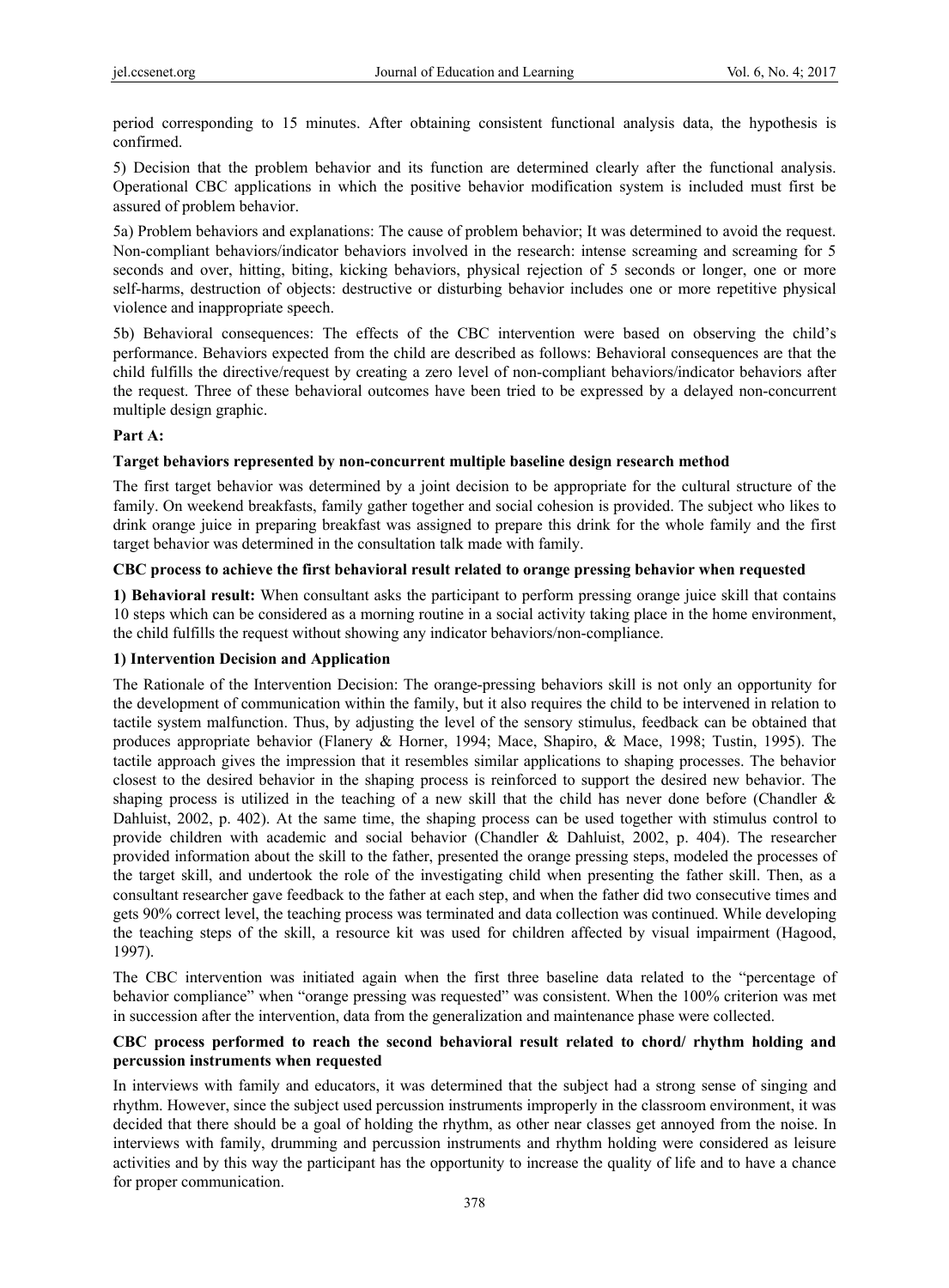period corresponding to 15 minutes. After obtaining consistent functional analysis data, the hypothesis is confirmed.

5) Decision that the problem behavior and its function are determined clearly after the functional analysis. Operational CBC applications in which the positive behavior modification system is included must first be assured of problem behavior.

5a) Problem behaviors and explanations: The cause of problem behavior; It was determined to avoid the request. Non-compliant behaviors/indicator behaviors involved in the research: intense screaming and screaming for 5 seconds and over, hitting, biting, kicking behaviors, physical rejection of 5 seconds or longer, one or more self-harms, destruction of objects: destructive or disturbing behavior includes one or more repetitive physical violence and inappropriate speech.

5b) Behavioral consequences: The effects of the CBC intervention were based on observing the child's performance. Behaviors expected from the child are described as follows: Behavioral consequences are that the child fulfills the directive/request by creating a zero level of non-compliant behaviors/indicator behaviors after the request. Three of these behavioral outcomes have been tried to be expressed by a delayed non-concurrent multiple design graphic.

**Part A:**

**Target behaviors represented by non-concurrent multiple baseline design research method**

The first target behavior was determined by a joint decision to be appropriate for the cultural structure of the family. On weekend breakfasts, family gather together and social cohesion is provided. The subject who likes to drink orange juice in preparing breakfast was assigned to prepare this drink for the whole family and the first target behavior was determined in the consultation talk made with family.

**CBC process to achieve the first behavioral result related to orange pressing behavior when requested**

**1) Behavioral result:** When consultant asks the participant to perform pressing orange juice skill that contains 10 steps which can be considered as a morning routine in a social activity taking place in the home environment, the child fulfills the request without showing any indicator behaviors/non-compliance.

**1) Intervention Decision and Application**

The Rationale of the Intervention Decision: The orange-pressing behaviors skill is not only an opportunity for the development of communication within the family, but it also requires the child to be intervened in relation to tactile system malfunction. Thus, by adjusting the level of the sensory stimulus, feedback can be obtained that produces appropriate behavior (Flanery & Horner, 1994; Mace, Shapiro, & Mace, 1998; Tustin, 1995). The tactile approach gives the impression that it resembles similar applications to shaping processes. The behavior closest to the desired behavior in the shaping process is reinforced to support the desired new behavior. The shaping process is utilized in the teaching of a new skill that the child has never done before (Chandler & Dahluist, 2002, p. 402). At the same time, the shaping process can be used together with stimulus control to provide children with academic and social behavior (Chandler & Dahluist, 2002, p. 404). The researcher provided information about the skill to the father, presented the orange pressing steps, modeled the processes of the target skill, and undertook the role of the investigating child when presenting the father skill. Then, as a consultant researcher gave feedback to the father at each step, and when the father did two consecutive times and gets 90% correct level, the teaching process was terminated and data collection was continued. While developing the teaching steps of the skill, a resource kit was used for children affected by visual impairment (Hagood, 1997).

The CBC intervention was initiated again when the first three baseline data related to the "percentage of behavior compliance" when "orange pressing was requested" was consistent. When the 100% criterion was met in succession after the intervention, data from the generalization and maintenance phase were collected.

**CBC process performed to reach the second behavioral result related to chord/ rhythm holding and percussion instruments when requested**

In interviews with family and educators, it was determined that the subject had a strong sense of singing and rhythm. However, since the subject used percussion instruments improperly in the classroom environment, it was decided that there should be a goal of holding the rhythm, as other near classes get annoyed from the noise. In interviews with family, drumming and percussion instruments and rhythm holding were considered as leisure activities and by this way the participant has the opportunity to increase the quality of life and to have a chance for proper communication.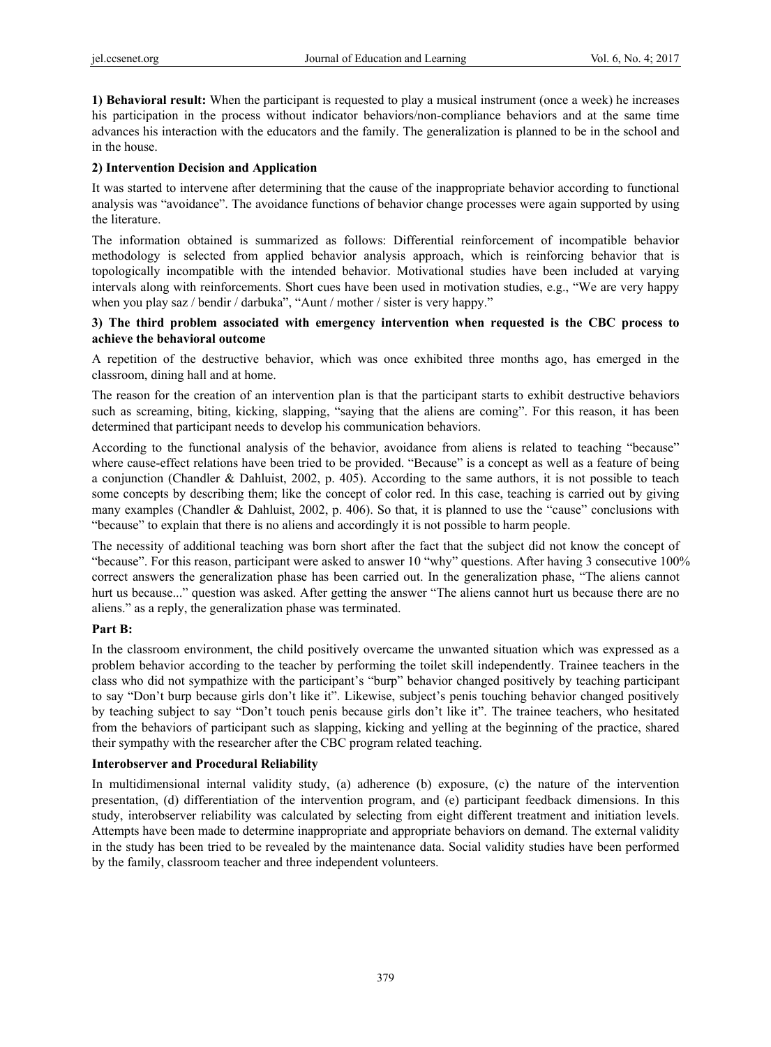**1) Behavioral result:** When the participant is requested to play a musical instrument (once a week) he increases his participation in the process without indicator behaviors/non-compliance behaviors and at the same time advances his interaction with the educators and the family. The generalization is planned to be in the school and in the house.

**2) Intervention Decision and Application**

It was started to intervene after determining that the cause of the inappropriate behavior according to functional analysis was "avoidance". The avoidance functions of behavior change processes were again supported by using the literature.

The information obtained is summarized as follows: Differential reinforcement of incompatible behavior methodology is selected from applied behavior analysis approach, which is reinforcing behavior that is topologically incompatible with the intended behavior. Motivational studies have been included at varying intervals along with reinforcements. Short cues have been used in motivation studies, e.g., "We are very happy when you play saz / bendir / darbuka", "Aunt / mother / sister is very happy."

**3) The third problem associated with emergency intervention when requested is the CBC process to achieve the behavioral outcome**

A repetition of the destructive behavior, which was once exhibited three months ago, has emerged in the classroom, dining hall and at home.

The reason for the creation of an intervention plan is that the participant starts to exhibit destructive behaviors such as screaming, biting, kicking, slapping, "saying that the aliens are coming". For this reason, it has been determined that participant needs to develop his communication behaviors.

According to the functional analysis of the behavior, avoidance from aliens is related to teaching "because" where cause-effect relations have been tried to be provided. "Because" is a concept as well as a feature of being a conjunction (Chandler & Dahluist, 2002, p. 405). According to the same authors, it is not possible to teach some concepts by describing them; like the concept of color red. In this case, teaching is carried out by giving many examples (Chandler & Dahluist, 2002, p. 406). So that, it is planned to use the "cause" conclusions with "because" to explain that there is no aliens and accordingly it is not possible to harm people.

The necessity of additional teaching was born short after the fact that the subject did not know the concept of "because". For this reason, participant were asked to answer 10 "why" questions. After having 3 consecutive 100% correct answers the generalization phase has been carried out. In the generalization phase, "The aliens cannot hurt us because..." question was asked. After getting the answer "The aliens cannot hurt us because there are no aliens." as a reply, the generalization phase was terminated.

**Part B:**

In the classroom environment, the child positively overcame the unwanted situation which was expressed as a problem behavior according to the teacher by performing the toilet skill independently. Trainee teachers in the class who did not sympathize with the participant's "burp" behavior changed positively by teaching participant to say "Don't burp because girls don't like it". Likewise, subject's penis touching behavior changed positively by teaching subject to say "Don't touch penis because girls don't like it". The trainee teachers, who hesitated from the behaviors of participant such as slapping, kicking and yelling at the beginning of the practice, shared their sympathy with the researcher after the CBC program related teaching.

**Interobserver and Procedural Reliability**

In multidimensional internal validity study, (a) adherence (b) exposure, (c) the nature of the intervention presentation, (d) differentiation of the intervention program, and (e) participant feedback dimensions. In this study, interobserver reliability was calculated by selecting from eight different treatment and initiation levels. Attempts have been made to determine inappropriate and appropriate behaviors on demand. The external validity in the study has been tried to be revealed by the maintenance data. Social validity studies have been performed by the family, classroom teacher and three independent volunteers.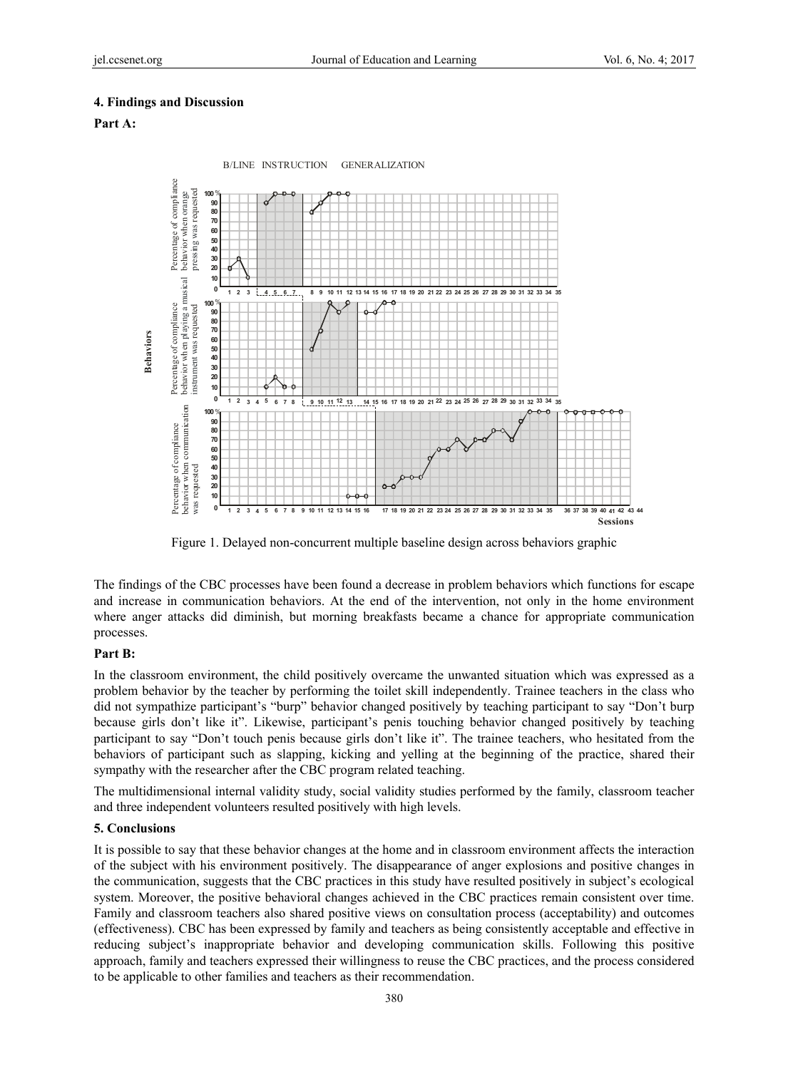## 4. Findings and Discussion

**Part A:**

Figure 1. Delayed non-concurrent multiple baseline design across behaviors graphic

The findings of the CBC processes have been found a decrease in problem behaviors which functions for escape and increase in communication behaviors. At the end of the intervention, not only in the home environment where anger attacks did diminish, but morning breakfasts became a chance for appropriate communication processes.

**Part B:**

In the classroom environment, the child positively overcame the unwanted situation which was expressed as a problem behavior by the teacher by performing the toilet skill independently. Trainee teachers in the class who did not sympathize participant's "burp" behavior changed positively by teaching participant to say "Don't burp because girls don't like it". Likewise, participant's penis touching behavior changed positively by teaching participant to say "Don't touch penis because girls don't like it". The trainee teachers, who hesitated from the behaviors of participant such as slapping, kicking and yelling at the beginning of the practice, shared their sympathy with the researcher after the CBC program related teaching.

The multidimensional internal validity study, social validity studies performed by the family, classroom teacher and three independent volunteers resulted positively with high levels.

## 5. Conclusions

It is possible to say that these behavior changes at the home and in classroom environment affects the interaction of the subject with his environment positively. The disappearance of anger explosions and positive changes in the communication, suggests that the CBC practices in this study have resulted positively in subject's ecological system. Moreover, the positive behavioral changes achieved in the CBC practices remain consistent over time. Family and classroom teachers also shared positive views on consultation process (acceptability) and outcomes (effectiveness). CBC has been expressed by family and teachers as being consistently acceptable and effective in reducing subject's inappropriate behavior and developing communication skills. Following this positive approach, family and teachers expressed their willingness to reuse the CBC practices, and the process considered to be applicable to other families and teachers as their recommendation.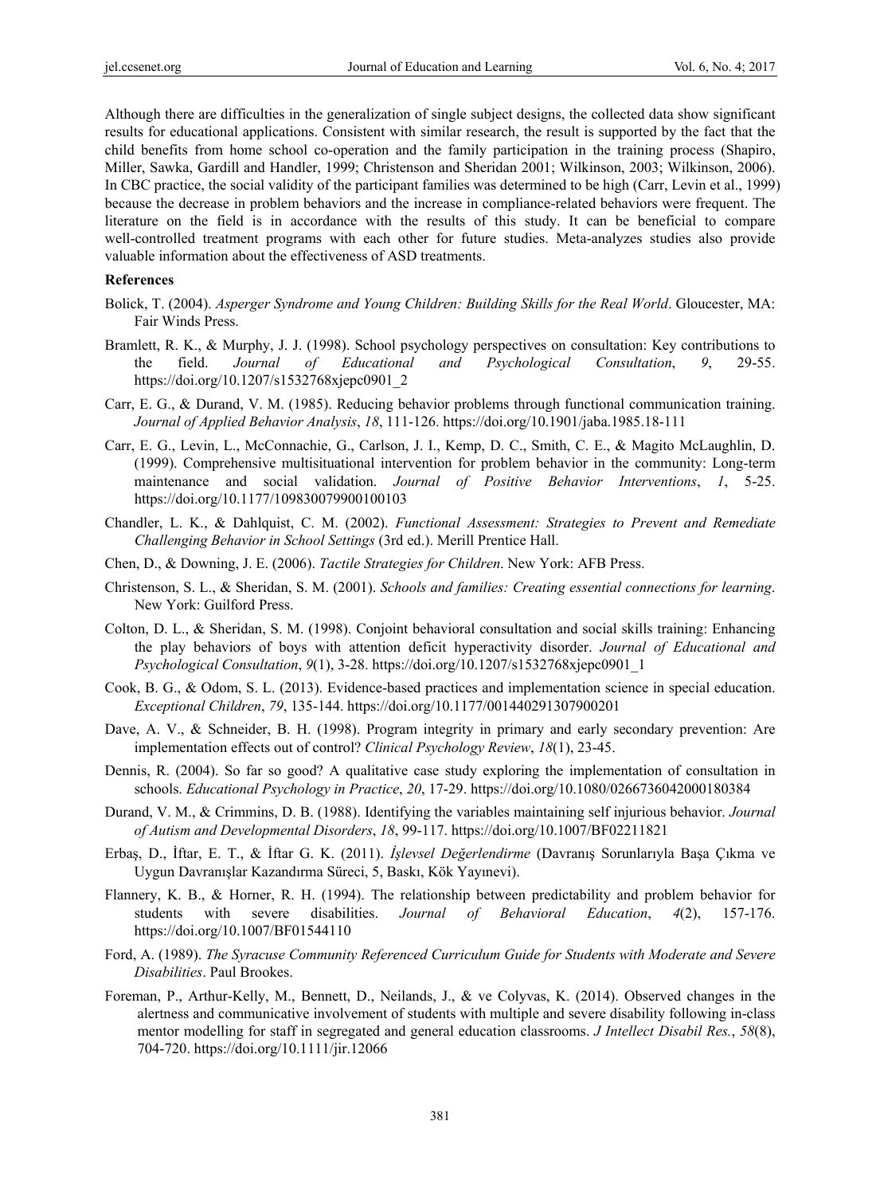Although there are difficulties in the generalization of single subject designs, the collected data show significant results for educational applications. Consistent with similar research, the result is supported by the fact that the child benefits from home school co-operation and the family participation in the training process (Shapiro, Miller, Sawka, Gardill and Handler, 1999; Christenson and Sheridan 2001; Wilkinson, 2003; Wilkinson, 2006). In CBC practice, the social validity of the participant families was determined to be high (Carr, Levin et al., 1999) because the decrease in problem behaviors and the increase in compliance-related behaviors were frequent. The literature on the field is in accordance with the results of this study. It can be beneficial to compare well-controlled treatment programs with each other for future studies. Meta-analyzes studies also provide valuable information about the effectiveness of ASD treatments.

**References**

Bolick, T. (2004). *Asperger Syndrome and Young Children: Building Skills for the Real World*. Gloucester, MA: Fair Winds Press.

Bramlett, R. K., & Murphy, J. J. (1998). School psychology perspectives on consultation: Key contributions to the field. *Journal of Educational and Psychological Consultation*, *9*, 29-55. https://doi.org/10.1207/s1532768xjepc0901_2

Carr, E. G., & Durand, V. M. (1985). Reducing behavior problems through functional communication training. *Journal of Applied Behavior Analysis*, *18*, 111-126. https://doi.org/10.1901/jaba.1985.18-111

Carr, E. G., Levin, L., McConnachie, G., Carlson, J. I., Kemp, D. C., Smith, C. E., & Magito McLaughlin, D. (1999). Comprehensive multisituational intervention for problem behavior in the community: Long-term maintenance and social validation. *Journal of Positive Behavior Interventions*, *1*, 5-25. https://doi.org/10.1177/109830079900100103

Chandler, L. K., & Dahlquist, C. M. (2002). *Functional Assessment: Strategies to Prevent and Remediate Challenging Behavior in School Settings* (3rd ed.). Merill Prentice Hall.

Chen, D., & Downing, J. E. (2006). *Tactile Strategies for Children*. New York: AFB Press.

Christenson, S. L., & Sheridan, S. M. (2001). *Schools and families: Creating essential connections for learning*. New York: Guilford Press.

Colton, D. L., & Sheridan, S. M. (1998). Conjoint behavioral consultation and social skills training: Enhancing the play behaviors of boys with attention deficit hyperactivity disorder. *Journal of Educational and Psychological Consultation*, *9*(1), 3-28. https://doi.org/10.1207/s1532768xjepc0901_1

Cook, B. G., & Odom, S. L. (2013). Evidence-based practices and implementation science in special education. *Exceptional Children*, *79*, 135-144. https://doi.org/10.1177/001440291307900201

Dave, A. V., & Schneider, B. H. (1998). Program integrity in primary and early secondary prevention: Are implementation effects out of control? *Clinical Psychology Review*, *18*(1), 23-45.

Dennis, R. (2004). So far so good? A qualitative case study exploring the implementation of consultation in schools. *Educational Psychology in Practice*, *20*, 17-29. https://doi.org/10.1080/0266736042000180384

Durand, V. M., & Crimmins, D. B. (1988). Identifying the variables maintaining self injurious behavior. *Journal of Autism and Developmental Disorders*, *18*, 99-117. https://doi.org/10.1007/BF02211821

Erbaş, D., İftar, E. T., & İftar G. K. (2011). *İşlevsel Değerlendirme* (Davranış Sorunlarıyla Başa Çıkma ve Uygun Davranışlar Kazandırma Süreci, 5, Baskı, Kök Yayınevi).

Flannery, K. B., & Horner, R. H. (1994). The relationship between predictability and problem behavior for students with severe disabilities. *Journal of Behavioral Education*, *4*(2), 157-176. https://doi.org/10.1007/BF01544110

Ford, A. (1989). *The Syracuse Community Referenced Curriculum Guide for Students with Moderate and Severe Disabilities*. Paul Brookes.

Foreman, P., Arthur-Kelly, M., Bennett, D., Neilands, J., & ve Colyvas, K. (2014). Observed changes in the alertness and communicative involvement of students with multiple and severe disability following in-class mentor modelling for staff in segregated and general education classrooms. *J Intellect Disabil Res.*, *58*(8), 704-720. https://doi.org/10.1111/jir.12066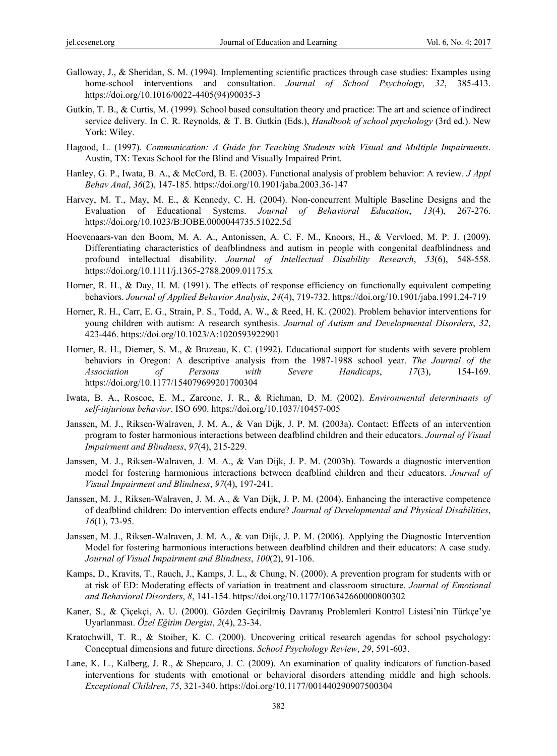Galloway, J., & Sheridan, S. M. (1994). Implementing scientific practices through case studies: Examples using home-school interventions and consultation. *Journal of School Psychology*, *32*, 385-413. https://doi.org/10.1016/0022-4405(94)90035-3

Gutkin, T. B., & Curtis, M. (1999). School based consultation theory and practice: The art and science of indirect service delivery. In C. R. Reynolds, & T. B. Gutkin (Eds.), *Handbook of school psychology* (3rd ed.). New York: Wiley.

Hagood, L. (1997). *Communication: A Guide for Teaching Students with Visual and Multiple Impairments*. Austin, TX: Texas School for the Blind and Visually Impaired Print.

Hanley, G. P., Iwata, B. A., & McCord, B. E. (2003). Functional analysis of problem behavior: A review. *J Appl Behav Anal*, *36*(2), 147-185. https://doi.org/10.1901/jaba.2003.36-147

Harvey, M. T., May, M. E., & Kennedy, C. H. (2004). Non-concurrent Multiple Baseline Designs and the Evaluation of Educational Systems. *Journal of Behavioral Education*, *13*(4), 267-276. https://doi.org/10.1023/B:JOBE.0000044735.51022.5d

Hoevenaars-van den Boom, M. A. A., Antonissen, A. C. F. M., Knoors, H., & Vervloed, M. P. J. (2009). Differentiating characteristics of deafblindness and autism in people with congenital deafblindness and profound intellectual disability. *Journal of Intellectual Disability Research*, *53*(6), 548-558. https://doi.org/10.1111/j.1365-2788.2009.01175.x

Horner, R. H., & Day, H. M. (1991). The effects of response efficiency on functionally equivalent competing behaviors. *Journal of Applied Behavior Analysis*, *24*(4), 719-732. https://doi.org/10.1901/jaba.1991.24-719

Horner, R. H., Carr, E. G., Strain, P. S., Todd, A. W., & Reed, H. K. (2002). Problem behavior interventions for young children with autism: A research synthesis. *Journal of Autism and Developmental Disorders*, *32*, 423-446. https://doi.org/10.1023/A:1020593922901

Horner, R. H., Diemer, S. M., & Brazeau, K. C. (1992). Educational support for students with severe problem behaviors in Oregon: A descriptive analysis from the 1987-1988 school year. *The Journal of the Association of Persons with Severe Handicaps*, *17*(3), 154-169. https://doi.org/10.1177/154079699201700304

Iwata, B. A., Roscoe, E. M., Zarcone, J. R., & Richman, D. M. (2002). *Environmental determinants of self-injurious behavior*. ISO 690. https://doi.org/10.1037/10457-005

Janssen, M. J., Riksen-Walraven, J. M. A., & Van Dijk, J. P. M. (2003a). Contact: Effects of an intervention program to foster harmonious interactions between deafblind children and their educators. *Journal of Visual Impairment and Blindness*, *97*(4), 215-229.

Janssen, M. J., Riksen-Walraven, J. M. A., & Van Dijk, J. P. M. (2003b). Towards a diagnostic intervention model for fostering harmonious interactions between deafblind children and their educators. *Journal of Visual Impairment and Blindness*, *97*(4), 197-241.

Janssen, M. J., Riksen-Walraven, J. M. A., & Van Dijk, J. P. M. (2004). Enhancing the interactive competence of deafblind children: Do intervention effects endure? *Journal of Developmental and Physical Disabilities*, *16*(1), 73-95.

Janssen, M. J., Riksen-Walraven, J. M. A., & van Dijk, J. P. M. (2006). Applying the Diagnostic Intervention Model for fostering harmonious interactions between deafblind children and their educators: A case study. *Journal of Visual Impairment and Blindness*, *100*(2), 91-106.

Kamps, D., Kravits, T., Rauch, J., Kamps, J. L., & Chung, N. (2000). A prevention program for students with or at risk of ED: Moderating effects of variation in treatment and classroom structure. *Journal of Emotional and Behavioral Disorders*, *8*, 141-154. https://doi.org/10.1177/106342660000800302

Kaner, S., & Çiçekçi, A. U. (2000). Gözden Geçirilmiş Davranış Problemleri Kontrol Listesi'nin Türkçe'ye Uyarlanması. *Özel Eğitim Dergisi*, *2*(4), 23-34.

Kratochwill, T. R., & Stoiber, K. C. (2000). Uncovering critical research agendas for school psychology: Conceptual dimensions and future directions. *School Psychology Review*, *29*, 591-603.

Lane, K. L., Kalberg, J. R., & Shepcaro, J. C. (2009). An examination of quality indicators of function-based interventions for students with emotional or behavioral disorders attending middle and high schools. *Exceptional Children*, *75*, 321-340. https://doi.org/10.1177/001440290907500304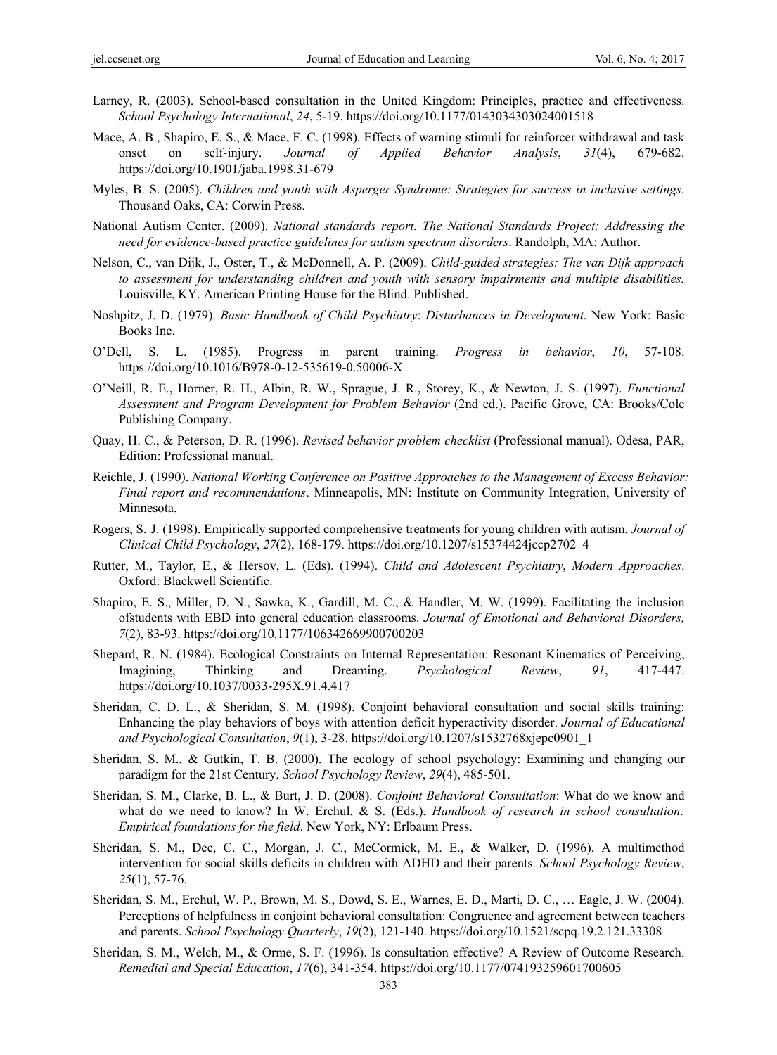Larney, R. (2003). School-based consultation in the United Kingdom: Principles, practice and effectiveness. *School Psychology International*, *24*, 5-19. https://doi.org/10.1177/0143034303024001518

Mace, A. B., Shapiro, E. S., & Mace, F. C. (1998). Effects of warning stimuli for reinforcer withdrawal and task onset on self-injury. *Journal of Applied Behavior Analysis*, *31*(4), 679-682. https://doi.org/10.1901/jaba.1998.31-679

Myles, B. S. (2005). *Children and youth with Asperger Syndrome: Strategies for success in inclusive settings*. Thousand Oaks, CA: Corwin Press.

National Autism Center. (2009). *National standards report. The National Standards Project: Addressing the need for evidence-based practice guidelines for autism spectrum disorders*. Randolph, MA: Author.

Nelson, C., van Dijk, J., Oster, T., & McDonnell, A. P. (2009). *Child-guided strategies: The van Dijk approach to assessment for understanding children and youth with sensory impairments and multiple disabilities.* Louisville, KY. American Printing House for the Blind. Published.

Noshpitz, J. D. (1979). *Basic Handbook of Child Psychiatry*: *Disturbances in Development*. New York: Basic Books Inc.

O'Dell, S. L. (1985). Progress in parent training. *Progress in behavior*, *10*, 57-108. https://doi.org/10.1016/B978-0-12-535619-0.50006-X

O'Neill, R. E., Horner, R. H., Albin, R. W., Sprague, J. R., Storey, K., & Newton, J. S. (1997). *Functional Assessment and Program Development for Problem Behavior* (2nd ed.). Pacific Grove, CA: Brooks/Cole Publishing Company.

Quay, H. C., & Peterson, D. R. (1996). *Revised behavior problem checklist* (Professional manual). Odesa, PAR, Edition: Professional manual.

Reichle, J. (1990). *National Working Conference on Positive Approaches to the Management of Excess Behavior: Final report and recommendations*. Minneapolis, MN: Institute on Community Integration, University of Minnesota.

Rogers, S. J. (1998). Empirically supported comprehensive treatments for young children with autism. *Journal of Clinical Child Psychology*, *27*(2), 168-179. https://doi.org/10.1207/s15374424jccp2702_4

Rutter, M., Taylor, E., & Hersov, L. (Eds). (1994). *Child and Adolescent Psychiatry*, *Modern Approaches*. Oxford: Blackwell Scientific.

Shapiro, E. S., Miller, D. N., Sawka, K., Gardill, M. C., & Handler, M. W. (1999). Facilitating the inclusion ofstudents with EBD into general education classrooms. *Journal of Emotional and Behavioral Disorders, 7*(2), 83-93. https://doi.org/10.1177/106342669900700203

Shepard, R. N. (1984). Ecological Constraints on Internal Representation: Resonant Kinematics of Perceiving, Imagining, Thinking and Dreaming. *Psychological Review*, *91*, 417-447. https://doi.org/10.1037/0033-295X.91.4.417

Sheridan, C. D. L., & Sheridan, S. M. (1998). Conjoint behavioral consultation and social skills training: Enhancing the play behaviors of boys with attention deficit hyperactivity disorder. *Journal of Educational and Psychological Consultation*, *9*(1), 3-28. https://doi.org/10.1207/s1532768xjepc0901_1

Sheridan, S. M., & Gutkin, T. B. (2000). The ecology of school psychology: Examining and changing our paradigm for the 21st Century. *School Psychology Review*, *29*(4), 485-501.

Sheridan, S. M., Clarke, B. L., & Burt, J. D. (2008). *Conjoint Behavioral Consultation*: What do we know and what do we need to know? In W. Erchul, & S. (Eds.), *Handbook of research in school consultation: Empirical foundations for the field*. New York, NY: Erlbaum Press.

Sheridan, S. M., Dee, C. C., Morgan, J. C., McCormick, M. E., & Walker, D. (1996). A multimethod intervention for social skills deficits in children with ADHD and their parents. *School Psychology Review*, *25*(1), 57-76.

Sheridan, S. M., Erchul, W. P., Brown, M. S., Dowd, S. E., Warnes, E. D., Marti, D. C., … Eagle, J. W. (2004). Perceptions of helpfulness in conjoint behavioral consultation: Congruence and agreement between teachers and parents. *School Psychology Quarterly*, *19*(2), 121-140. https://doi.org/10.1521/scpq.19.2.121.33308

Sheridan, S. M., Welch, M., & Orme, S. F. (1996). Is consultation effective? A Review of Outcome Research. *Remedial and Special Education*, *17*(6), 341-354. https://doi.org/10.1177/074193259601700605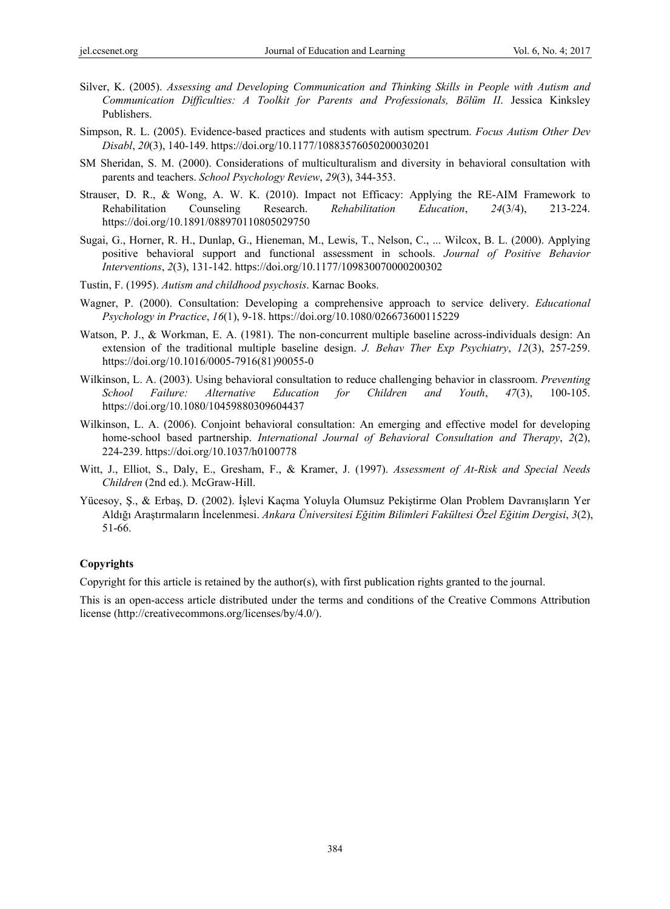Silver, K. (2005). *Assessing and Developing Communication and Thinking Skills in People with Autism and Communication Difficulties: A Toolkit for Parents and Professionals, Bölüm II*. Jessica Kinksley Publishers.

Simpson, R. L. (2005). Evidence-based practices and students with autism spectrum. *Focus Autism Other Dev Disabl*, *20*(3), 140-149. https://doi.org/10.1177/10883576050200030201

SM Sheridan, S. M. (2000). Considerations of multiculturalism and diversity in behavioral consultation with parents and teachers. *School Psychology Review*, *29*(3), 344-353.

Strauser, D. R., & Wong, A. W. K. (2010). Impact not Efficacy: Applying the RE-AIM Framework to Rehabilitation Counseling Research. *Rehabilitation Education*, *24*(3/4), 213-224. https://doi.org/10.1891/088970110805029750

Sugai, G., Horner, R. H., Dunlap, G., Hieneman, M., Lewis, T., Nelson, C., ... Wilcox, B. L. (2000). Applying positive behavioral support and functional assessment in schools. *Journal of Positive Behavior Interventions*, *2*(3), 131-142. https://doi.org/10.1177/109830070000200302

Tustin, F. (1995). *Autism and childhood psychosis*. Karnac Books.

Wagner, P. (2000). Consultation: Developing a comprehensive approach to service delivery. *Educational Psychology in Practice*, *16*(1), 9-18. https://doi.org/10.1080/026673600115229

Watson, P. J., & Workman, E. A. (1981). The non-concurrent multiple baseline across-individuals design: An extension of the traditional multiple baseline design. *J. Behav Ther Exp Psychiatry*, *12*(3), 257-259. https://doi.org/10.1016/0005-7916(81)90055-0

Wilkinson, L. A. (2003). Using behavioral consultation to reduce challenging behavior in classroom. *Preventing School Failure: Alternative Education for Children and Youth*, *47*(3), 100-105. https://doi.org/10.1080/10459880309604437

Wilkinson, L. A. (2006). Conjoint behavioral consultation: An emerging and effective model for developing home-school based partnership. *International Journal of Behavioral Consultation and Therapy*, *2*(2), 224-239. https://doi.org/10.1037/h0100778

Witt, J., Elliot, S., Daly, E., Gresham, F., & Kramer, J. (1997). *Assessment of At-Risk and Special Needs Children* (2nd ed.). McGraw-Hill.

Yücesoy, Ş., & Erbaş, D. (2002). İşlevi Kaçma Yoluyla Olumsuz Pekiştirme Olan Problem Davranışların Yer Aldığı Araştırmaların İncelenmesi. *Ankara Üniversitesi Eğitim Bilimleri Fakültesi Özel Eğitim Dergisi*, *3*(2), 51-66.

**Copyrights**

Copyright for this article is retained by the author(s), with first publication rights granted to the journal.

This is an open-access article distributed under the terms and conditions of the Creative Commons Attribution license (http://creativecommons.org/licenses/by/4.0/).